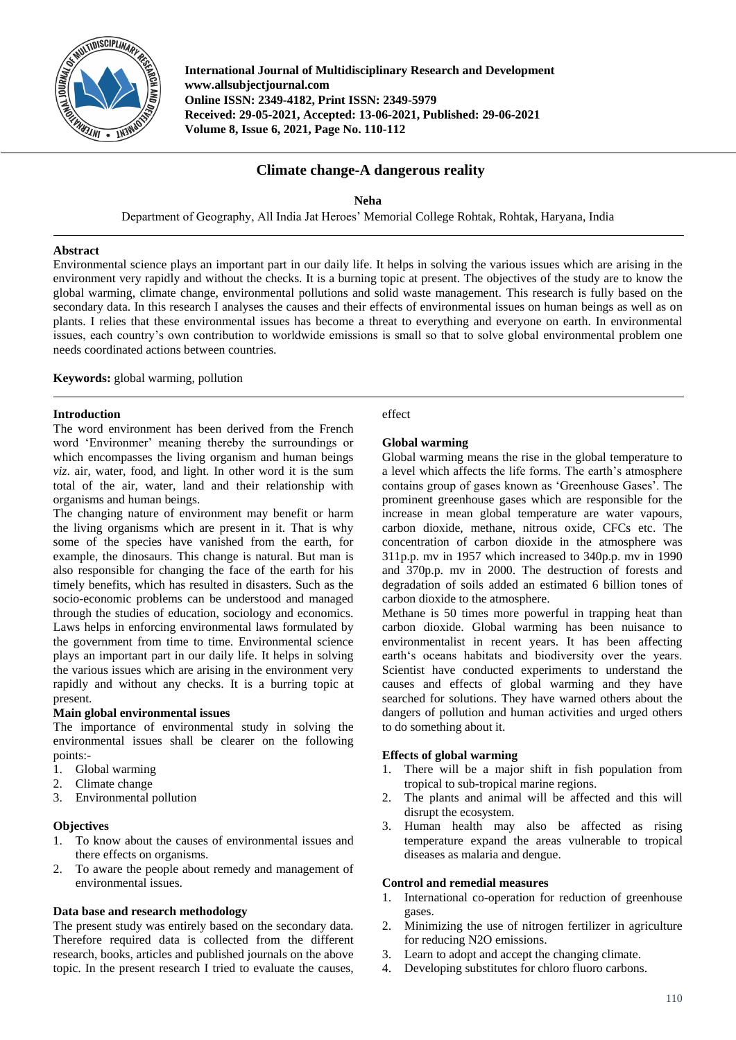International Journal of Multidisciplinary Research and Development
www.allsubjectjournal.com
Online ISSN: 2349-4182, Print ISSN: 2349-5979
Received: 29-05-2021, Accepted: 13-06-2021, Published: 29-06-2021
Volume 8, Issue 6, 2021, Page No. 110-112

# Climate change-A dangerous reality

**Neha**

Department of Geography, All India Jat Heroes' Memorial College Rohtak, Rohtak, Haryana, India

## Abstract

Environmental science plays an important part in our daily life. It helps in solving the various issues which are arising in the environment very rapidly and without the checks. It is a burning topic at present. The objectives of the study are to know the global warming, climate change, environmental pollutions and solid waste management. This research is fully based on the secondary data. In this research I analyses the causes and their effects of environmental issues on human beings as well as on plants. I relies that these environmental issues has become a threat to everything and everyone on earth. In environmental issues, each country's own contribution to worldwide emissions is small so that to solve global environmental problem one needs coordinated actions between countries.

**Keywords:** global warming, pollution

## Introduction

The word environment has been derived from the French word 'Environner' meaning thereby the surroundings or which encompasses the living organism and human beings *viz*. air, water, food, and light. In other word it is the sum total of the air, water, land and their relationship with organisms and human beings.

The changing nature of environment may benefit or harm the living organisms which are present in it. That is why some of the species have vanished from the earth, for example, the dinosaurs. This change is natural. But man is also responsible for changing the face of the earth for his timely benefits, which has resulted in disasters. Such as the socio-economic problems can be understood and managed through the studies of education, sociology and economics. Laws helps in enforcing environmental laws formulated by the government from time to time. Environmental science plays an important part in our daily life. It helps in solving the various issues which are arising in the environment very rapidly and without any checks. It is a burring topic at present.

### Main global environmental issues

The importance of environmental study in solving the environmental issues shall be clearer on the following points:-

1. Global warming
2. Climate change
3. Environmental pollution

### Objectives

1. To know about the causes of environmental issues and there effects on organisms.
2. To aware the people about remedy and management of environmental issues.

### Data base and research methodology

The present study was entirely based on the secondary data. Therefore required data is collected from the different research, books, articles and published journals on the above topic. In the present research I tried to evaluate the causes, effect

### Global warming

Global warming means the rise in the global temperature to a level which affects the life forms. The earth's atmosphere contains group of gases known as 'Greenhouse Gases'. The prominent greenhouse gases which are responsible for the increase in mean global temperature are water vapours, carbon dioxide, methane, nitrous oxide, CFCs etc. The concentration of carbon dioxide in the atmosphere was 311p.p. mv in 1957 which increased to 340p.p. mv in 1990 and 370p.p. mv in 2000. The destruction of forests and degradation of soils added an estimated 6 billion tones of carbon dioxide to the atmosphere.

Methane is 50 times more powerful in trapping heat than carbon dioxide. Global warming has been nuisance to environmentalist in recent years. It has been affecting earth's oceans habitats and biodiversity over the years. Scientist have conducted experiments to understand the causes and effects of global warming and they have searched for solutions. They have warned others about the dangers of pollution and human activities and urged others to do something about it.

### Effects of global warming

1. There will be a major shift in fish population from tropical to sub-tropical marine regions.
2. The plants and animal will be affected and this will disrupt the ecosystem.
3. Human health may also be affected as rising temperature expand the areas vulnerable to tropical diseases as malaria and dengue.

### Control and remedial measures

1. International co-operation for reduction of greenhouse gases.
2. Minimizing the use of nitrogen fertilizer in agriculture for reducing N2O emissions.
3. Learn to adopt and accept the changing climate.
4. Developing substitutes for chloro fluoro carbons.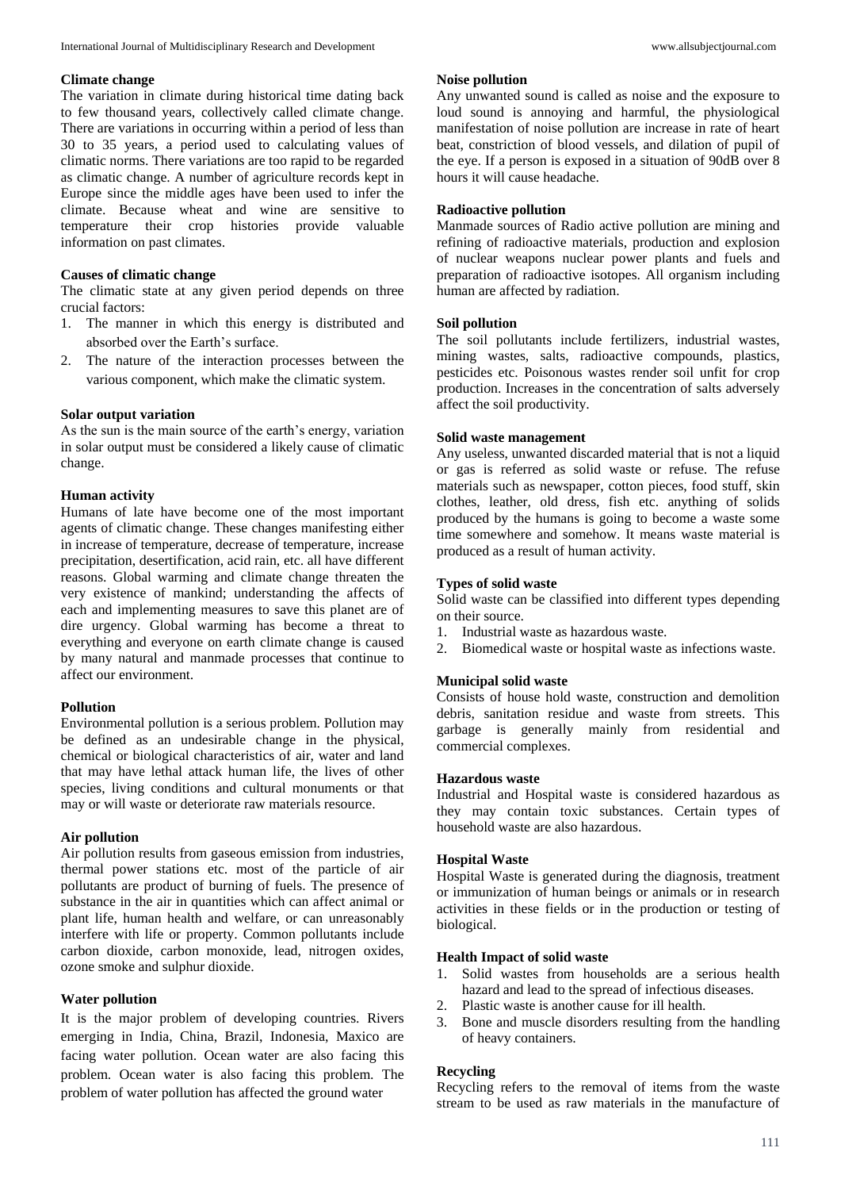### Climate change

The variation in climate during historical time dating back to few thousand years, collectively called climate change. There are variations in occurring within a period of less than 30 to 35 years, a period used to calculating values of climatic norms. There variations are too rapid to be regarded as climatic change. A number of agriculture records kept in Europe since the middle ages have been used to infer the climate. Because wheat and wine are sensitive to temperature their crop histories provide valuable information on past climates.

### Causes of climatic change

The climatic state at any given period depends on three crucial factors:

1. The manner in which this energy is distributed and absorbed over the Earth's surface.
2. The nature of the interaction processes between the various component, which make the climatic system.

### Solar output variation

As the sun is the main source of the earth's energy, variation in solar output must be considered a likely cause of climatic change.

### Human activity

Humans of late have become one of the most important agents of climatic change. These changes manifesting either in increase of temperature, decrease of temperature, increase precipitation, desertification, acid rain, etc. all have different reasons. Global warming and climate change threaten the very existence of mankind; understanding the affects of each and implementing measures to save this planet are of dire urgency. Global warming has become a threat to everything and everyone on earth climate change is caused by many natural and manmade processes that continue to affect our environment.

### Pollution

Environmental pollution is a serious problem. Pollution may be defined as an undesirable change in the physical, chemical or biological characteristics of air, water and land that may have lethal attack human life, the lives of other species, living conditions and cultural monuments or that may or will waste or deteriorate raw materials resource.

### Air pollution

Air pollution results from gaseous emission from industries, thermal power stations etc. most of the particle of air pollutants are product of burning of fuels. The presence of substance in the air in quantities which can affect animal or plant life, human health and welfare, or can unreasonably interfere with life or property. Common pollutants include carbon dioxide, carbon monoxide, lead, nitrogen oxides, ozone smoke and sulphur dioxide.

### Water pollution

It is the major problem of developing countries. Rivers emerging in India, China, Brazil, Indonesia, Maxico are facing water pollution. Ocean water are also facing this problem. Ocean water is also facing this problem. The problem of water pollution has affected the ground water

### Noise pollution

Any unwanted sound is called as noise and the exposure to loud sound is annoying and harmful, the physiological manifestation of noise pollution are increase in rate of heart beat, constriction of blood vessels, and dilation of pupil of the eye. If a person is exposed in a situation of 90dB over 8 hours it will cause headache.

### Radioactive pollution

Manmade sources of Radio active pollution are mining and refining of radioactive materials, production and explosion of nuclear weapons nuclear power plants and fuels and preparation of radioactive isotopes. All organism including human are affected by radiation.

### Soil pollution

The soil pollutants include fertilizers, industrial wastes, mining wastes, salts, radioactive compounds, plastics, pesticides etc. Poisonous wastes render soil unfit for crop production. Increases in the concentration of salts adversely affect the soil productivity.

### Solid waste management

Any useless, unwanted discarded material that is not a liquid or gas is referred as solid waste or refuse. The refuse materials such as newspaper, cotton pieces, food stuff, skin clothes, leather, old dress, fish etc. anything of solids produced by the humans is going to become a waste some time somewhere and somehow. It means waste material is produced as a result of human activity.

### Types of solid waste

Solid waste can be classified into different types depending on their source.

1. Industrial waste as hazardous waste.
2. Biomedical waste or hospital waste as infections waste.

### Municipal solid waste

Consists of house hold waste, construction and demolition debris, sanitation residue and waste from streets. This garbage is generally mainly from residential and commercial complexes.

### Hazardous waste

Industrial and Hospital waste is considered hazardous as they may contain toxic substances. Certain types of household waste are also hazardous.

### Hospital Waste

Hospital Waste is generated during the diagnosis, treatment or immunization of human beings or animals or in research activities in these fields or in the production or testing of biological.

### Health Impact of solid waste

1. Solid wastes from households are a serious health hazard and lead to the spread of infectious diseases.
2. Plastic waste is another cause for ill health.
3. Bone and muscle disorders resulting from the handling of heavy containers.

### Recycling

Recycling refers to the removal of items from the waste stream to be used as raw materials in the manufacture of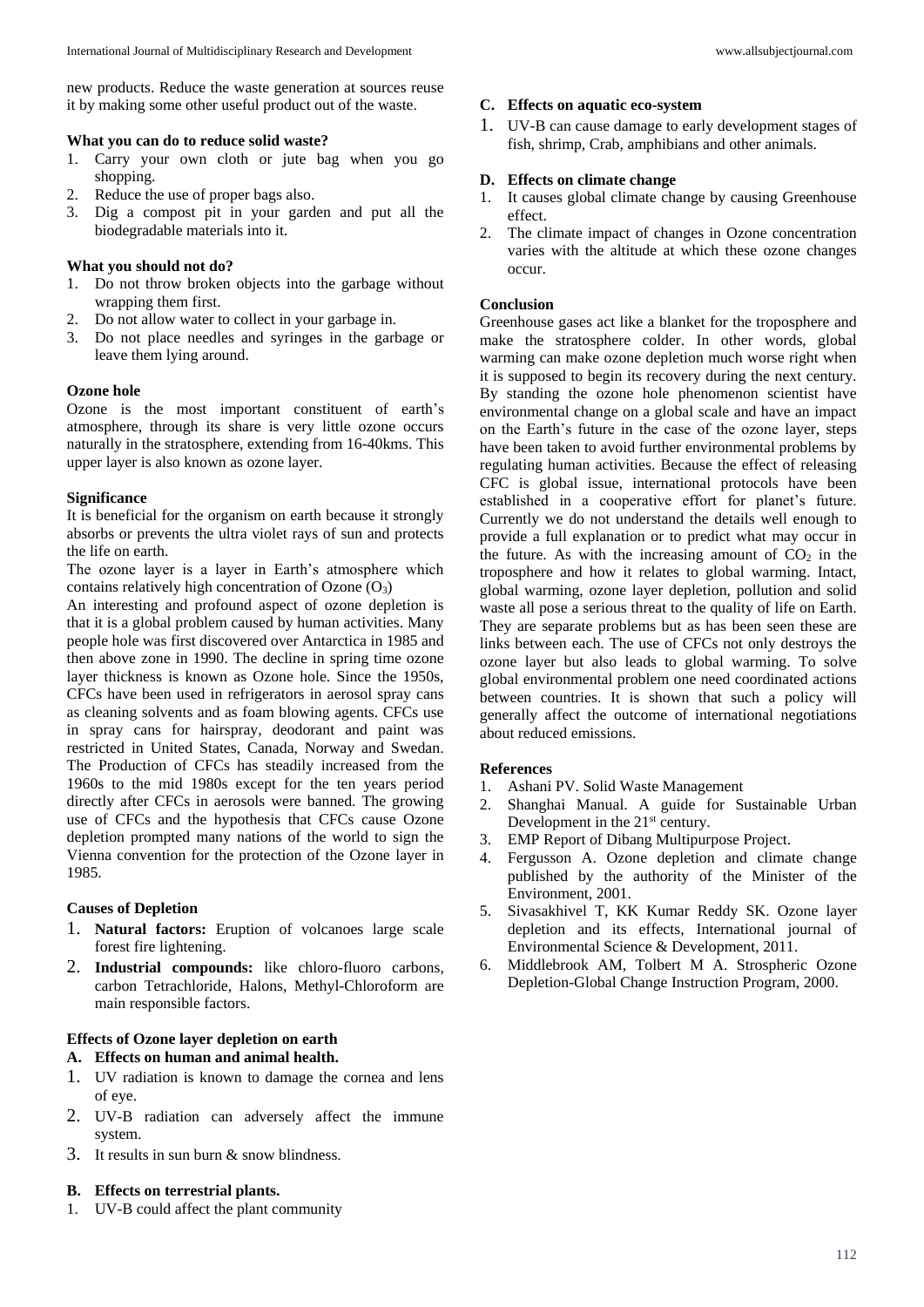new products. Reduce the waste generation at sources reuse it by making some other useful product out of the waste.

**What you can do to reduce solid waste?**

1. Carry your own cloth or jute bag when you go shopping.
2. Reduce the use of proper bags also.
3. Dig a compost pit in your garden and put all the biodegradable materials into it.

**What you should not do?**

1. Do not throw broken objects into the garbage without wrapping them first.
2. Do not allow water to collect in your garbage in.
3. Do not place needles and syringes in the garbage or leave them lying around.

**Ozone hole**

Ozone is the most important constituent of earth's atmosphere, through its share is very little ozone occurs naturally in the stratosphere, extending from 16-40kms. This upper layer is also known as ozone layer.

**Significance**

It is beneficial for the organism on earth because it strongly absorbs or prevents the ultra violet rays of sun and protects the life on earth.

The ozone layer is a layer in Earth's atmosphere which contains relatively high concentration of Ozone ($O_3$)

An interesting and profound aspect of ozone depletion is that it is a global problem caused by human activities. Many people hole was first discovered over Antarctica in 1985 and then above zone in 1990. The decline in spring time ozone layer thickness is known as Ozone hole. Since the 1950s, CFCs have been used in refrigerators in aerosol spray cans as cleaning solvents and as foam blowing agents. CFCs use in spray cans for hairspray, deodorant and paint was restricted in United States, Canada, Norway and Swedan. The Production of CFCs has steadily increased from the 1960s to the mid 1980s except for the ten years period directly after CFCs in aerosols were banned. The growing use of CFCs and the hypothesis that CFCs cause Ozone depletion prompted many nations of the world to sign the Vienna convention for the protection of the Ozone layer in 1985.

**Causes of Depletion**

1. **Natural factors:** Eruption of volcanoes large scale forest fire lightening.
2. **Industrial compounds:** like chloro-fluoro carbons, carbon Tetrachloride, Halons, Methyl-Chloroform are main responsible factors.

**Effects of Ozone layer depletion on earth**

**A. Effects on human and animal health.**

1. UV radiation is known to damage the cornea and lens of eye.
2. UV-B radiation can adversely affect the immune system.
3. It results in sun burn & snow blindness.

**B. Effects on terrestrial plants.**

1. UV-B could affect the plant community

**C. Effects on aquatic eco-system**

1. UV-B can cause damage to early development stages of fish, shrimp, Crab, amphibians and other animals.

**D. Effects on climate change**

1. It causes global climate change by causing Greenhouse effect.
2. The climate impact of changes in Ozone concentration varies with the altitude at which these ozone changes occur.

**Conclusion**

Greenhouse gases act like a blanket for the troposphere and make the stratosphere colder. In other words, global warming can make ozone depletion much worse right when it is supposed to begin its recovery during the next century. By standing the ozone hole phenomenon scientist have environmental change on a global scale and have an impact on the Earth's future in the case of the ozone layer, steps have been taken to avoid further environmental problems by regulating human activities. Because the effect of releasing CFC is global issue, international protocols have been established in a cooperative effort for planet's future. Currently we do not understand the details well enough to provide a full explanation or to predict what may occur in the future. As with the increasing amount of $CO_2$ in the troposphere and how it relates to global warming. Intact, global warming, ozone layer depletion, pollution and solid waste all pose a serious threat to the quality of life on Earth. They are separate problems but as has been seen these are links between each. The use of CFCs not only destroys the ozone layer but also leads to global warming. To solve global environmental problem one need coordinated actions between countries. It is shown that such a policy will generally affect the outcome of international negotiations about reduced emissions.

**References**

1. Ashani PV. Solid Waste Management
2. Shanghai Manual. A guide for Sustainable Urban Development in the 21st century.
3. EMP Report of Dibang Multipurpose Project.
4. Fergusson A. Ozone depletion and climate change published by the authority of the Minister of the Environment, 2001.
5. Sivasakhivel T, KK Kumar Reddy SK. Ozone layer depletion and its effects, International journal of Environmental Science & Development, 2011.
6. Middlebrook AM, Tolbert M A. Strospheric Ozone Depletion-Global Change Instruction Program, 2000.